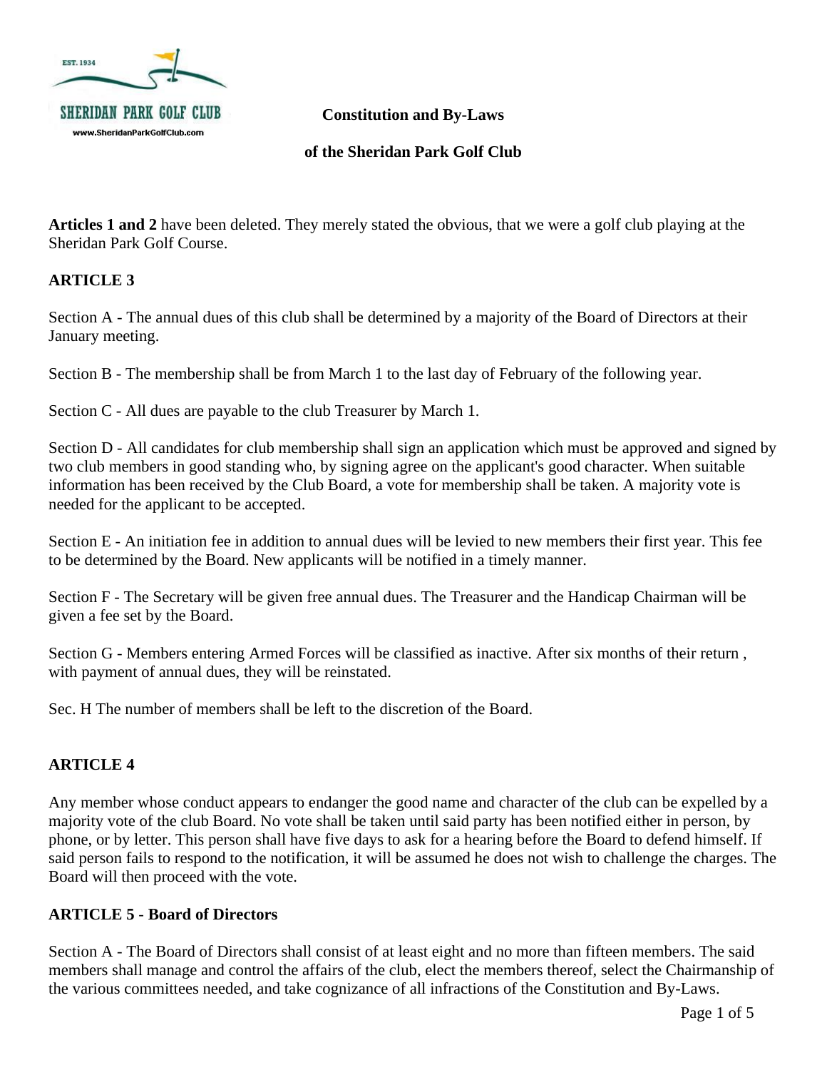# Constitution and By-Laws

## of the Sheridan Park Golf Club

**Articles 1 and 2** have been deleted. They merely stated the obvious, that we were a golf club playing at the Sheridan Park Golf Course.

### ARTICLE 3

Section A - The annual dues of this club shall be determined by a majority of the Board of Directors at their January meeting.

Section B - The membership shall be from March 1 to the last day of February of the following year.

Section C - All dues are payable to the club Treasurer by March 1.

Section D - All candidates for club membership shall sign an application which must be approved and signed by two club members in good standing who, by signing agree on the applicant's good character. When suitable information has been received by the Club Board, a vote for membership shall be taken. A majority vote is needed for the applicant to be accepted.

Section E - An initiation fee in addition to annual dues will be levied to new members their first year. This fee to be determined by the Board. New applicants will be notified in a timely manner.

Section F - The Secretary will be given free annual dues. The Treasurer and the Handicap Chairman will be given a fee set by the Board.

Section G - Members entering Armed Forces will be classified as inactive. After six months of their return , with payment of annual dues, they will be reinstated.

Sec. H The number of members shall be left to the discretion of the Board.

### ARTICLE 4

Any member whose conduct appears to endanger the good name and character of the club can be expelled by a majority vote of the club Board. No vote shall be taken until said party has been notified either in person, by phone, or by letter. This person shall have five days to ask for a hearing before the Board to defend himself. If said person fails to respond to the notification, it will be assumed he does not wish to challenge the charges. The Board will then proceed with the vote.

### ARTICLE 5 - Board of Directors

Section A - The Board of Directors shall consist of at least eight and no more than fifteen members. The said members shall manage and control the affairs of the club, elect the members thereof, select the Chairmanship of the various committees needed, and take cognizance of all infractions of the Constitution and By-Laws.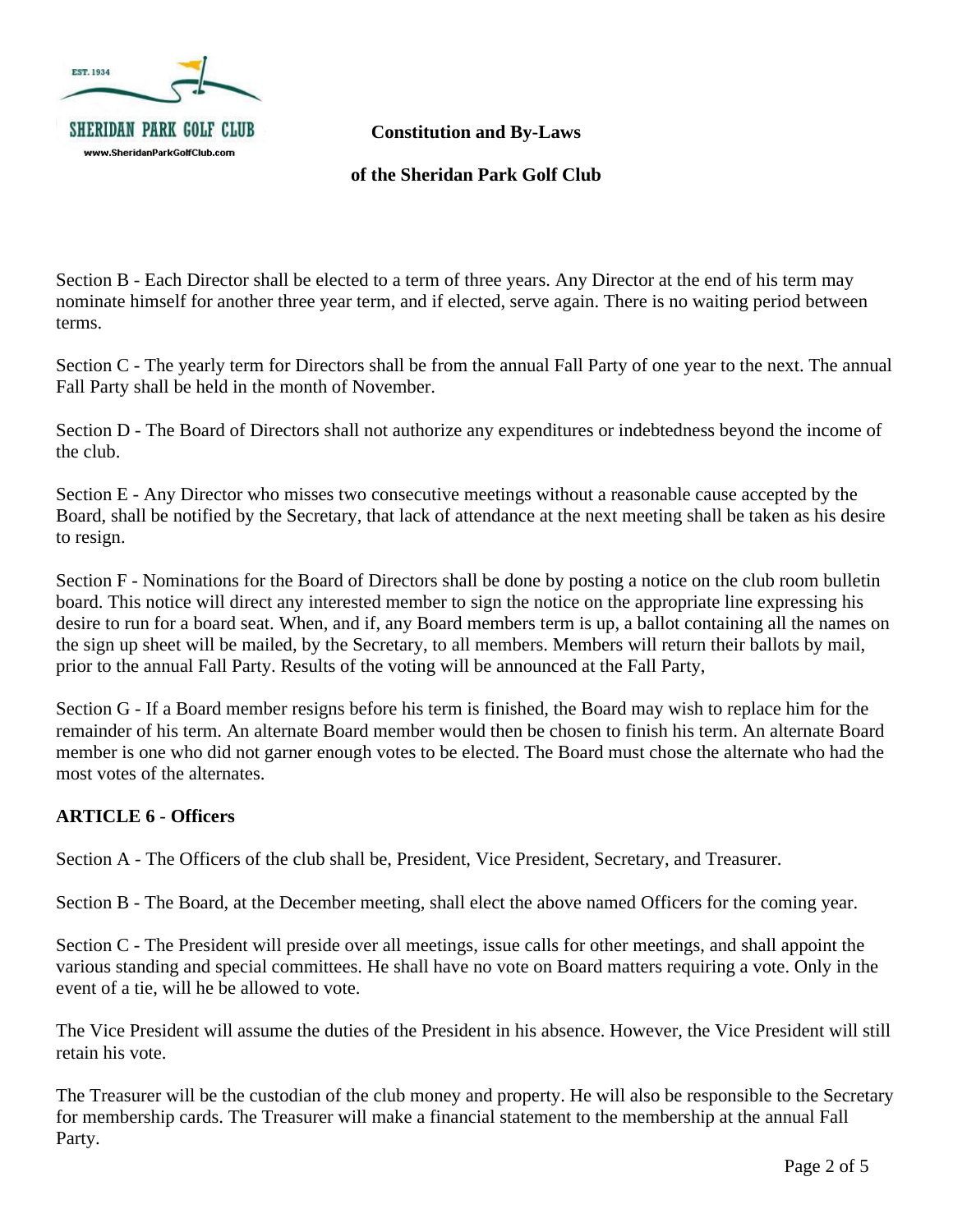Section B - Each Director shall be elected to a term of three years. Any Director at the end of his term may nominate himself for another three year term, and if elected, serve again. There is no waiting period between terms.

Section C - The yearly term for Directors shall be from the annual Fall Party of one year to the next. The annual Fall Party shall be held in the month of November.

Section D - The Board of Directors shall not authorize any expenditures or indebtedness beyond the income of the club.

Section E - Any Director who misses two consecutive meetings without a reasonable cause accepted by the Board, shall be notified by the Secretary, that lack of attendance at the next meeting shall be taken as his desire to resign.

Section F - Nominations for the Board of Directors shall be done by posting a notice on the club room bulletin board. This notice will direct any interested member to sign the notice on the appropriate line expressing his desire to run for a board seat. When, and if, any Board members term is up, a ballot containing all the names on the sign up sheet will be mailed, by the Secretary, to all members. Members will return their ballots by mail, prior to the annual Fall Party. Results of the voting will be announced at the Fall Party,

Section G - If a Board member resigns before his term is finished, the Board may wish to replace him for the remainder of his term. An alternate Board member would then be chosen to finish his term. An alternate Board member is one who did not garner enough votes to be elected. The Board must chose the alternate who had the most votes of the alternates.

**ARTICLE 6** - **Officers**

Section A - The Officers of the club shall be, President, Vice President, Secretary, and Treasurer.

Section B - The Board, at the December meeting, shall elect the above named Officers for the coming year.

Section C - The President will preside over all meetings, issue calls for other meetings, and shall appoint the various standing and special committees. He shall have no vote on Board matters requiring a vote. Only in the event of a tie, will he be allowed to vote.

The Vice President will assume the duties of the President in his absence. However, the Vice President will still retain his vote.

The Treasurer will be the custodian of the club money and property. He will also be responsible to the Secretary for membership cards. The Treasurer will make a financial statement to the membership at the annual Fall Party.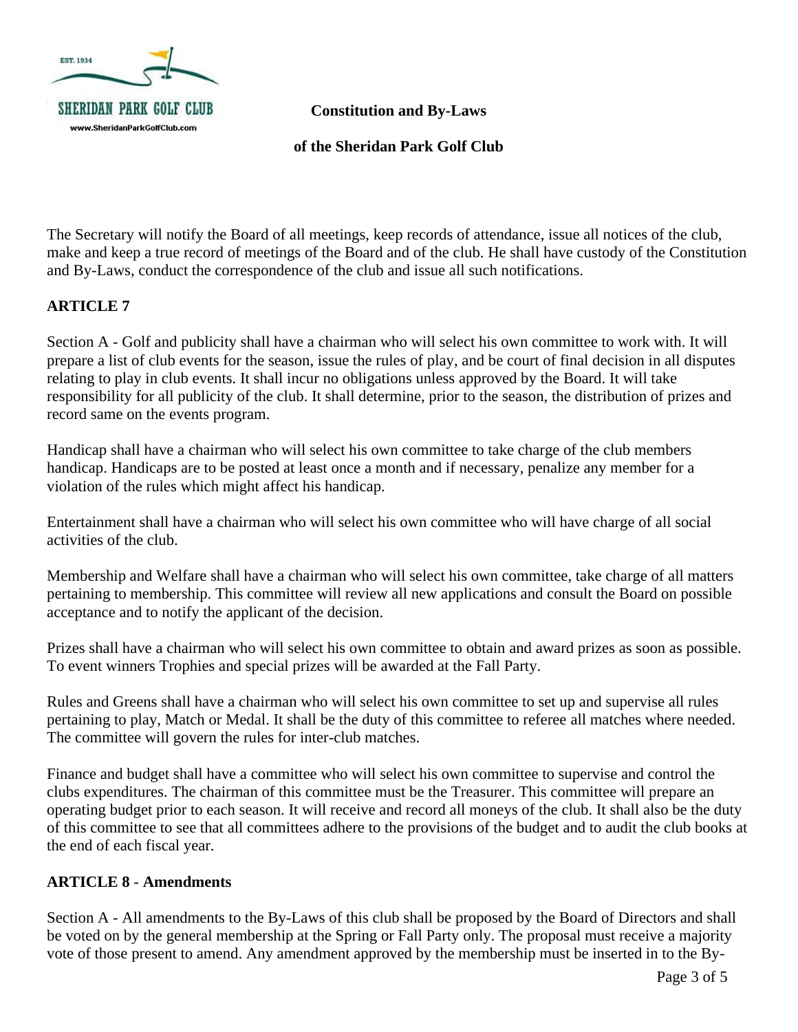**Constitution and By-Laws**

**of the Sheridan Park Golf Club**

The Secretary will notify the Board of all meetings, keep records of attendance, issue all notices of the club, make and keep a true record of meetings of the Board and of the club. He shall have custody of the Constitution and By-Laws, conduct the correspondence of the club and issue all such notifications.

## ARTICLE 7

Section A - Golf and publicity shall have a chairman who will select his own committee to work with. It will prepare a list of club events for the season, issue the rules of play, and be court of final decision in all disputes relating to play in club events. It shall incur no obligations unless approved by the Board. It will take responsibility for all publicity of the club. It shall determine, prior to the season, the distribution of prizes and record same on the events program.

Handicap shall have a chairman who will select his own committee to take charge of the club members handicap. Handicaps are to be posted at least once a month and if necessary, penalize any member for a violation of the rules which might affect his handicap.

Entertainment shall have a chairman who will select his own committee who will have charge of all social activities of the club.

Membership and Welfare shall have a chairman who will select his own committee, take charge of all matters pertaining to membership. This committee will review all new applications and consult the Board on possible acceptance and to notify the applicant of the decision.

Prizes shall have a chairman who will select his own committee to obtain and award prizes as soon as possible. To event winners Trophies and special prizes will be awarded at the Fall Party.

Rules and Greens shall have a chairman who will select his own committee to set up and supervise all rules pertaining to play, Match or Medal. It shall be the duty of this committee to referee all matches where needed. The committee will govern the rules for inter-club matches.

Finance and budget shall have a committee who will select his own committee to supervise and control the clubs expenditures. The chairman of this committee must be the Treasurer. This committee will prepare an operating budget prior to each season. It will receive and record all moneys of the club. It shall also be the duty of this committee to see that all committees adhere to the provisions of the budget and to audit the club books at the end of each fiscal year.

## ARTICLE 8 - Amendments

Section A - All amendments to the By-Laws of this club shall be proposed by the Board of Directors and shall be voted on by the general membership at the Spring or Fall Party only. The proposal must receive a majority vote of those present to amend. Any amendment approved by the membership must be inserted in to the By-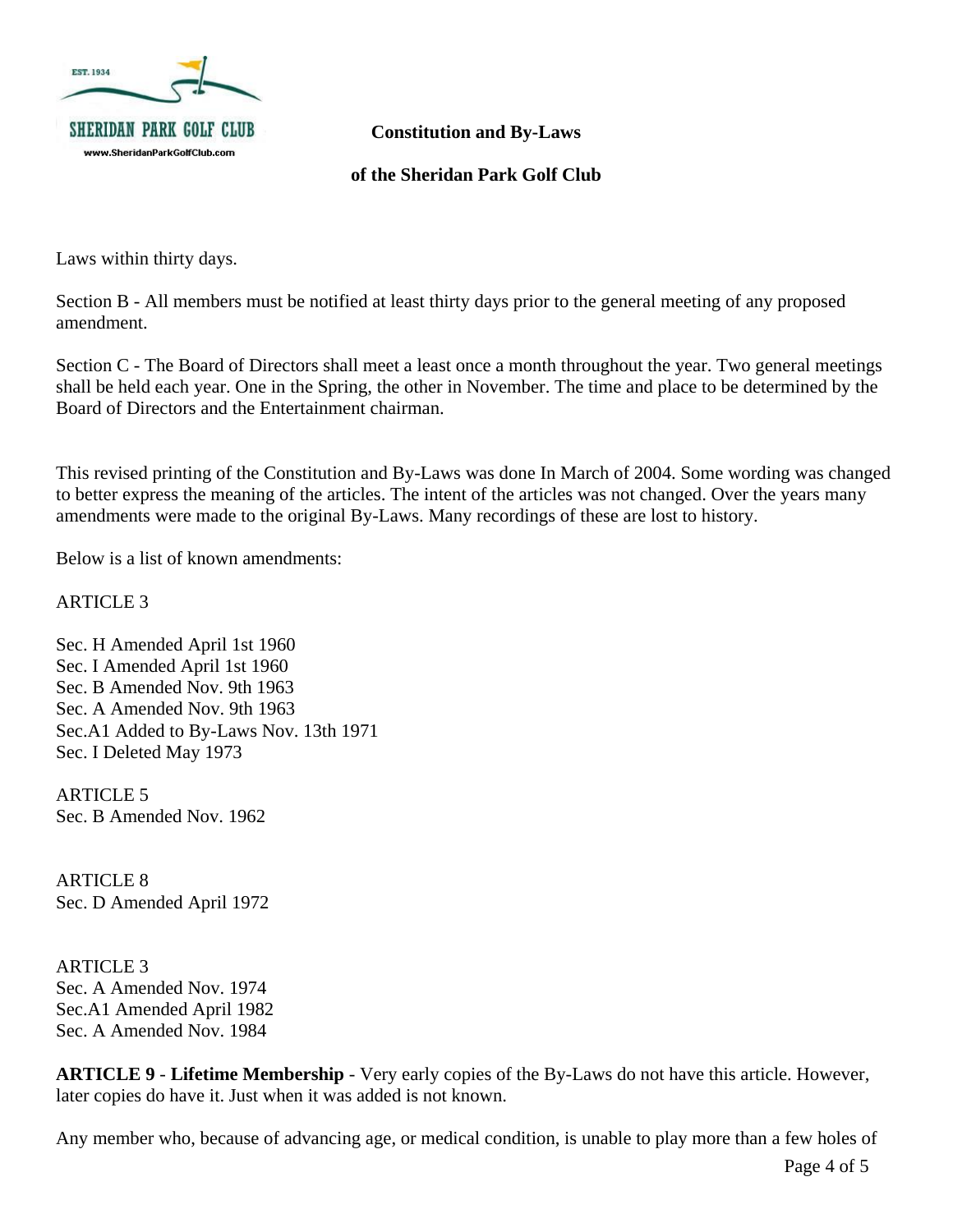Laws within thirty days.

Section B - All members must be notified at least thirty days prior to the general meeting of any proposed amendment.

Section C - The Board of Directors shall meet a least once a month throughout the year. Two general meetings shall be held each year. One in the Spring, the other in November. The time and place to be determined by the Board of Directors and the Entertainment chairman.

This revised printing of the Constitution and By-Laws was done In March of 2004. Some wording was changed to better express the meaning of the articles. The intent of the articles was not changed. Over the years many amendments were made to the original By-Laws. Many recordings of these are lost to history.

Below is a list of known amendments:

ARTICLE 3

Sec. H Amended April 1st 1960
Sec. I Amended April 1st 1960
Sec. B Amended Nov. 9th 1963
Sec. A Amended Nov. 9th 1963
Sec.A1 Added to By-Laws Nov. 13th 1971
Sec. I Deleted May 1973

ARTICLE 5
Sec. B Amended Nov. 1962

ARTICLE 8
Sec. D Amended April 1972

ARTICLE 3
Sec. A Amended Nov. 1974
Sec.A1 Amended April 1982
Sec. A Amended Nov. 1984

**ARTICLE 9** - **Lifetime Membership** - Very early copies of the By-Laws do not have this article. However, later copies do have it. Just when it was added is not known.

Any member who, because of advancing age, or medical condition, is unable to play more than a few holes of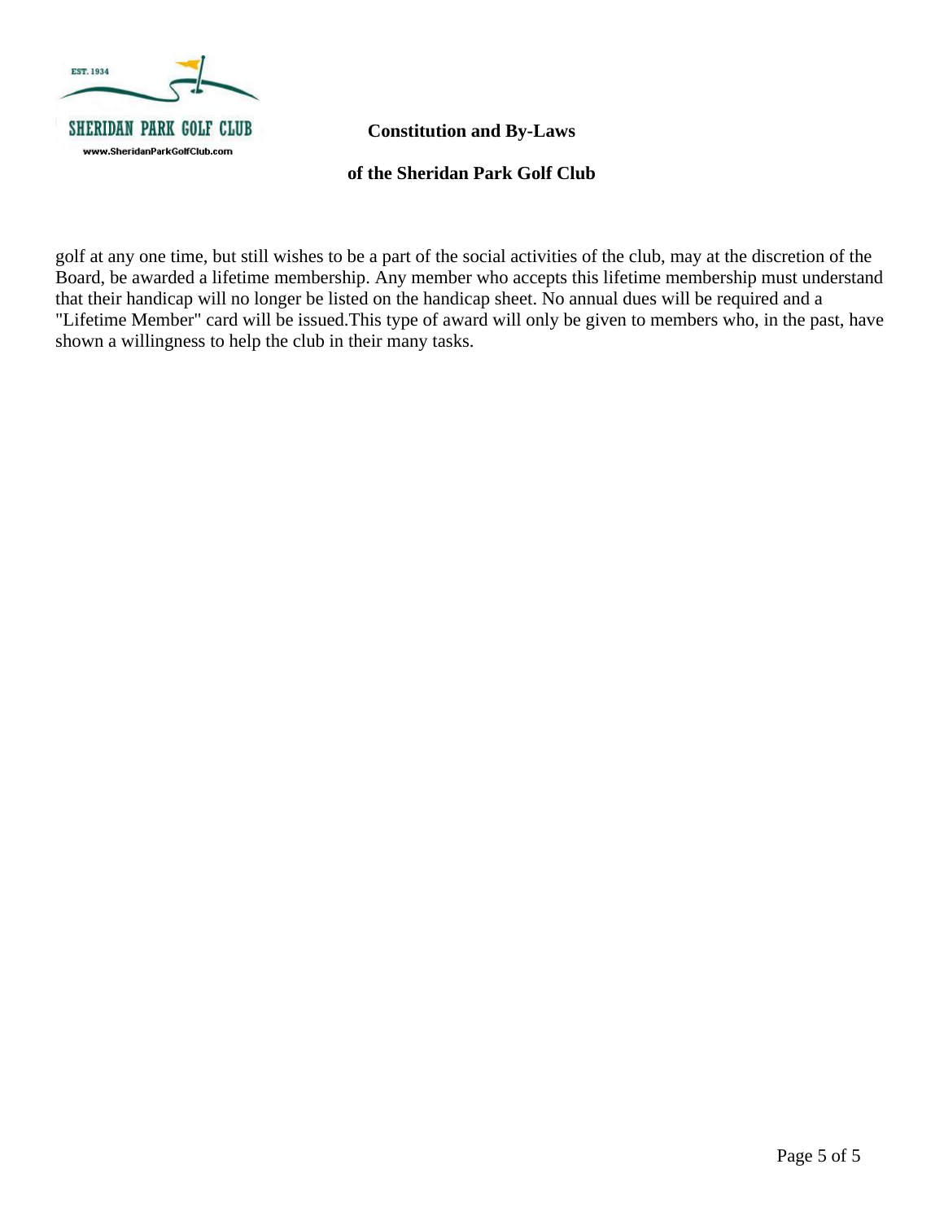golf at any one time, but still wishes to be a part of the social activities of the club, may at the discretion of the Board, be awarded a lifetime membership. Any member who accepts this lifetime membership must understand that their handicap will no longer be listed on the handicap sheet. No annual dues will be required and a "Lifetime Member" card will be issued.This type of award will only be given to members who, in the past, have shown a willingness to help the club in their many tasks.